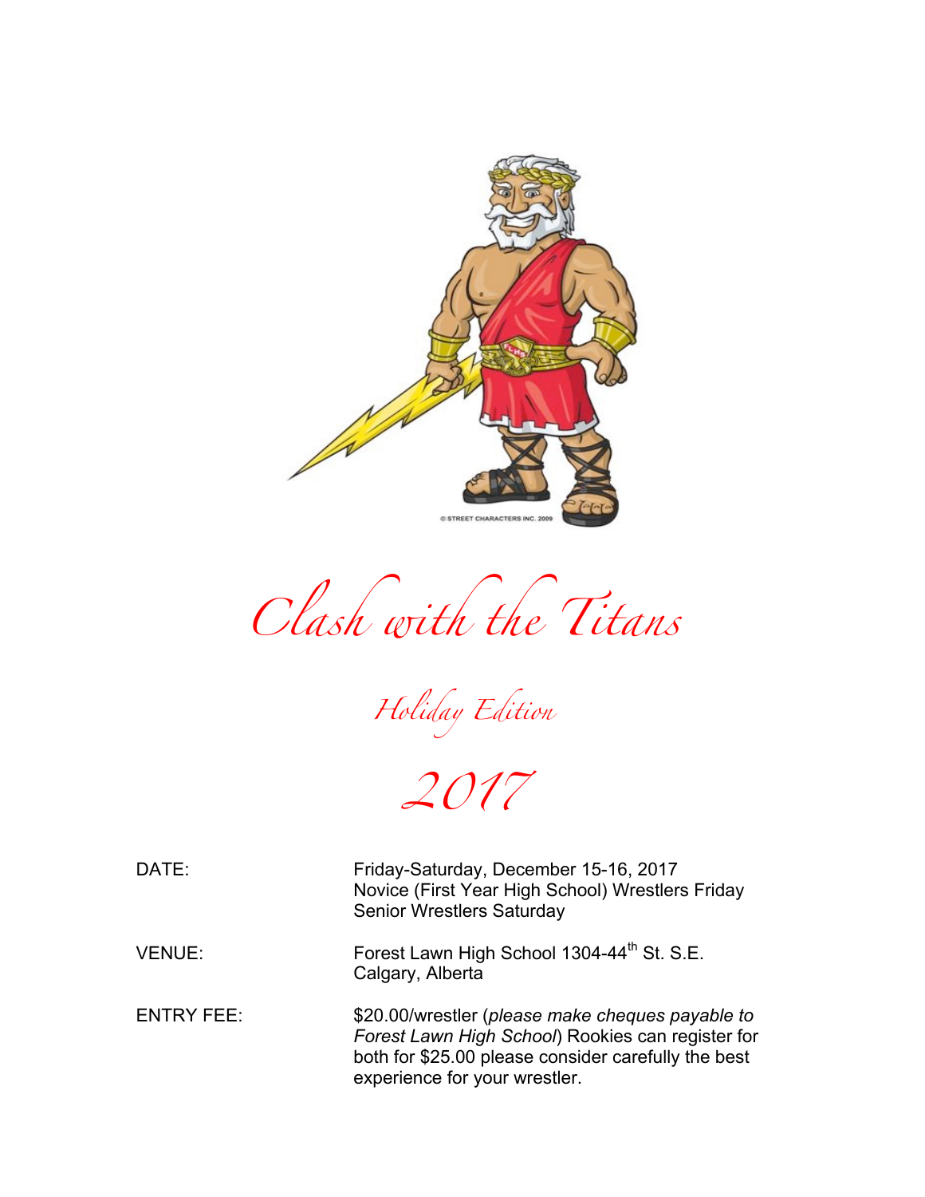# Clash with the Titans

## Holiday Edition

## 2017

| | |
|---|---|
| DATE: | Friday-Saturday, December 15-16, 2017<br>Novice (First Year High School) Wrestlers Friday<br>Senior Wrestlers Saturday |
| VENUE: | Forest Lawn High School 1304-44th St. S.E.<br>Calgary, Alberta |
| ENTRY FEE: | $20.00/wrestler (*please make cheques payable to Forest Lawn High School*) Rookies can register for both for $25.00 please consider carefully the best experience for your wrestler. |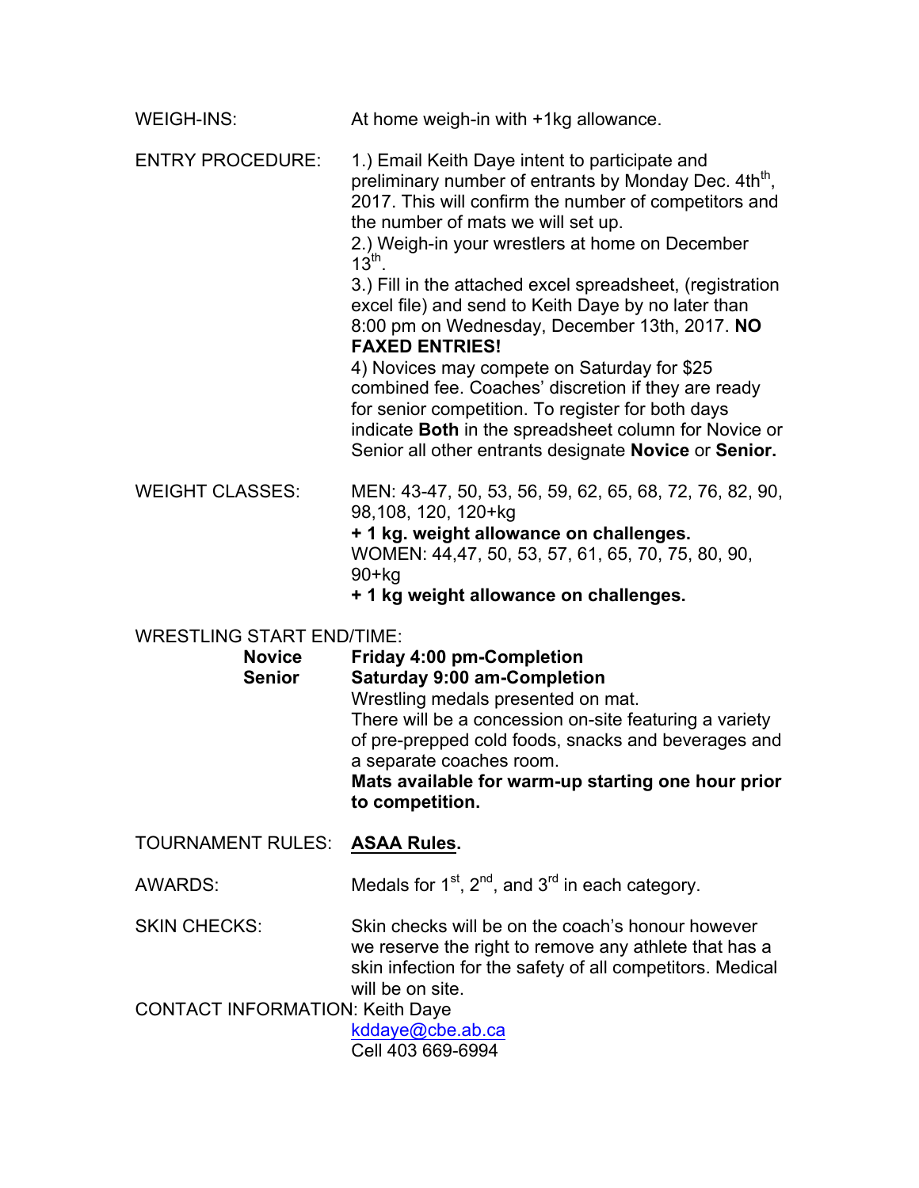WEIGH-INS: At home weigh-in with +1kg allowance.

ENTRY PROCEDURE:

1.) Email Keith Daye intent to participate and preliminary number of entrants by Monday Dec. 4th[th], 2017. This will confirm the number of competitors and the number of mats we will set up.

2.) Weigh-in your wrestlers at home on December 13[th].

3.) Fill in the attached excel spreadsheet, (registration excel file) and send to Keith Daye by no later than 8:00 pm on Wednesday, December 13th, 2017. **NO FAXED ENTRIES!**

4) Novices may compete on Saturday for $25 combined fee. Coaches' discretion if they are ready for senior competition. To register for both days indicate **Both** in the spreadsheet column for Novice or Senior all other entrants designate **Novice** or **Senior.**

WEIGHT CLASSES:

MEN: 43-47, 50, 53, 56, 59, 62, 65, 68, 72, 76, 82, 90, 98,108, 120, 120+kg

**+ 1 kg. weight allowance on challenges.**

WOMEN: 44,47, 50, 53, 57, 61, 65, 70, 75, 80, 90, 90+kg

**+ 1 kg weight allowance on challenges.**

WRESTLING START END/TIME:

**Novice** **Friday 4:00 pm-Completion**

**Senior** **Saturday 9:00 am-Completion**

Wrestling medals presented on mat.

There will be a concession on-site featuring a variety of pre-prepped cold foods, snacks and beverages and a separate coaches room.

**Mats available for warm-up starting one hour prior to competition.**

TOURNAMENT RULES: **ASAA Rules.**

AWARDS: Medals for 1[st], 2[nd], and 3[rd] in each category.

SKIN CHECKS: Skin checks will be on the coach's honour however we reserve the right to remove any athlete that has a skin infection for the safety of all competitors. Medical will be on site.

CONTACT INFORMATION: Keith Daye

kddaye@cbe.ab.ca

Cell 403 669-6994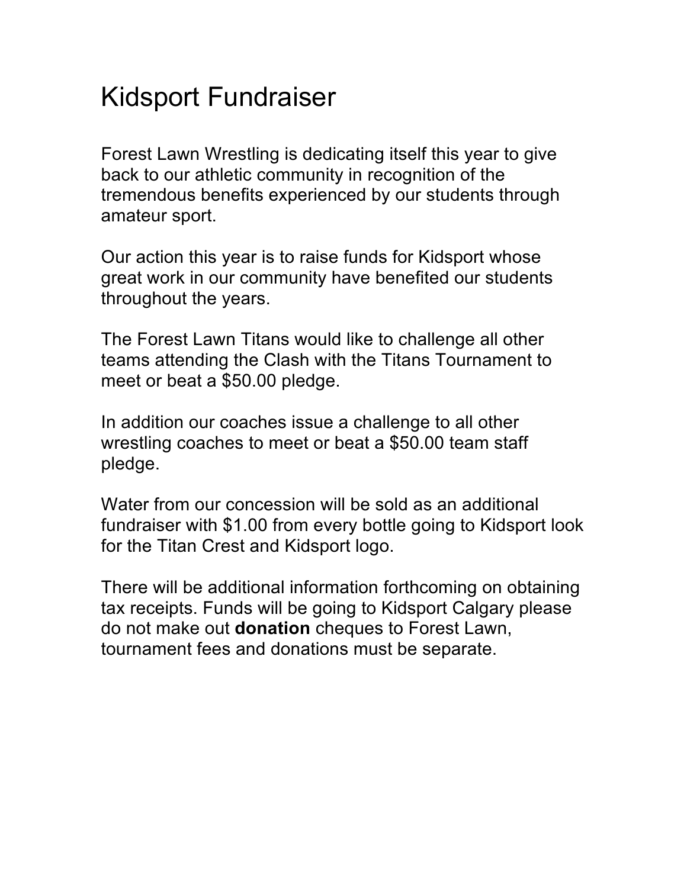# Kidsport Fundraiser

Forest Lawn Wrestling is dedicating itself this year to give back to our athletic community in recognition of the tremendous benefits experienced by our students through amateur sport.

Our action this year is to raise funds for Kidsport whose great work in our community have benefited our students throughout the years.

The Forest Lawn Titans would like to challenge all other teams attending the Clash with the Titans Tournament to meet or beat a $50.00 pledge.

In addition our coaches issue a challenge to all other wrestling coaches to meet or beat a $50.00 team staff pledge.

Water from our concession will be sold as an additional fundraiser with $1.00 from every bottle going to Kidsport look for the Titan Crest and Kidsport logo.

There will be additional information forthcoming on obtaining tax receipts. Funds will be going to Kidsport Calgary please do not make out **donation** cheques to Forest Lawn, tournament fees and donations must be separate.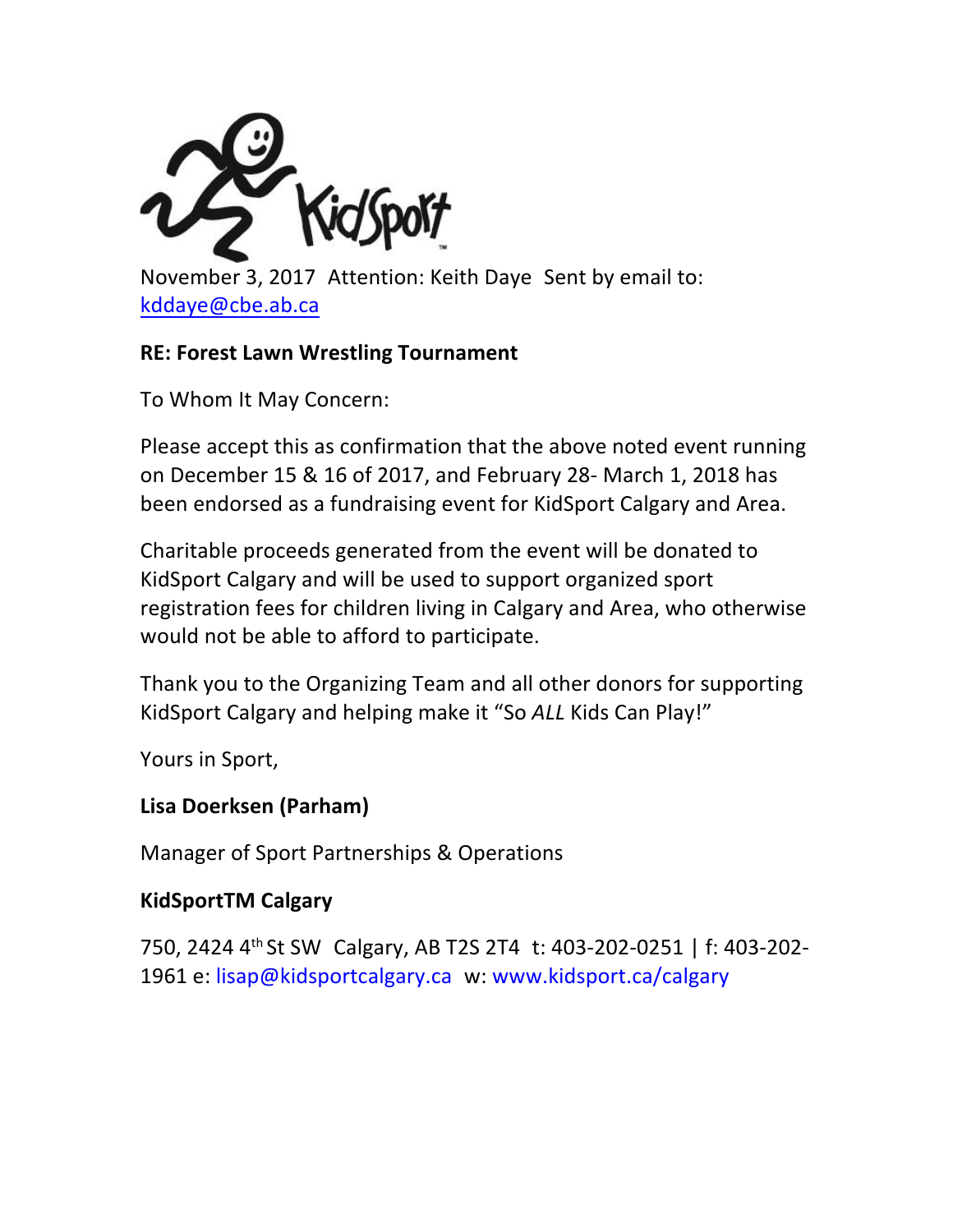November 3, 2017 Attention: Keith Daye Sent by email to: kddaye@cbe.ab.ca

**RE: Forest Lawn Wrestling Tournament**

To Whom It May Concern:

Please accept this as confirmation that the above noted event running on December 15 & 16 of 2017, and February 28- March 1, 2018 has been endorsed as a fundraising event for KidSport Calgary and Area.

Charitable proceeds generated from the event will be donated to KidSport Calgary and will be used to support organized sport registration fees for children living in Calgary and Area, who otherwise would not be able to afford to participate.

Thank you to the Organizing Team and all other donors for supporting KidSport Calgary and helping make it "So *ALL* Kids Can Play!"

Yours in Sport,

**Lisa Doerksen (Parham)**

Manager of Sport Partnerships & Operations

**KidSportTM Calgary**

750, 2424 4th St SW Calgary, AB T2S 2T4 t: 403-202-0251 | f: 403-202-1961 e: lisap@kidsportcalgary.ca w: www.kidsport.ca/calgary